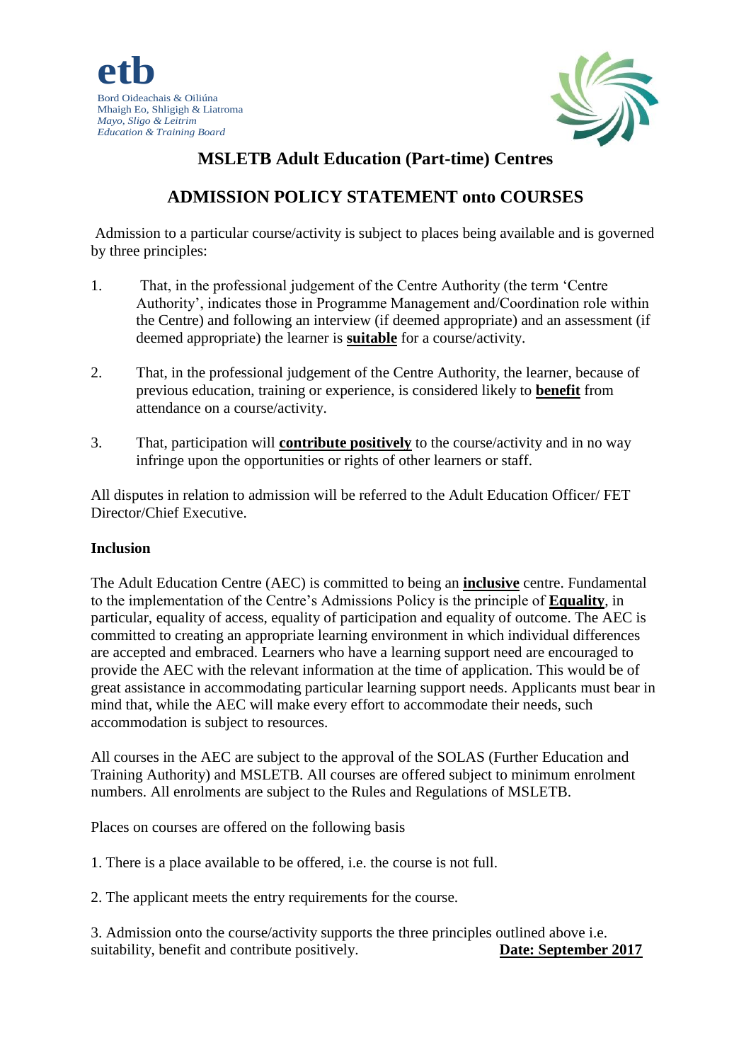etb

Bord Oideachais & Oiliúna
Mhaigh Eo, Shligigh & Liatroma
*Mayo, Sligo & Leitrim*
*Education & Training Board*

# MSLETB Adult Education (Part-time) Centres

## ADMISSION POLICY STATEMENT onto COURSES

Admission to a particular course/activity is subject to places being available and is governed by three principles:

1. That, in the professional judgement of the Centre Authority (the term 'Centre Authority', indicates those in Programme Management and/Coordination role within the Centre) and following an interview (if deemed appropriate) and an assessment (if deemed appropriate) the learner is **suitable** for a course/activity.

2. That, in the professional judgement of the Centre Authority, the learner, because of previous education, training or experience, is considered likely to **benefit** from attendance on a course/activity.

3. That, participation will **contribute positively** to the course/activity and in no way infringe upon the opportunities or rights of other learners or staff.

All disputes in relation to admission will be referred to the Adult Education Officer/ FET Director/Chief Executive.

**Inclusion**

The Adult Education Centre (AEC) is committed to being an **inclusive** centre. Fundamental to the implementation of the Centre's Admissions Policy is the principle of **Equality**, in particular, equality of access, equality of participation and equality of outcome. The AEC is committed to creating an appropriate learning environment in which individual differences are accepted and embraced. Learners who have a learning support need are encouraged to provide the AEC with the relevant information at the time of application. This would be of great assistance in accommodating particular learning support needs. Applicants must bear in mind that, while the AEC will make every effort to accommodate their needs, such accommodation is subject to resources.

All courses in the AEC are subject to the approval of the SOLAS (Further Education and Training Authority) and MSLETB. All courses are offered subject to minimum enrolment numbers. All enrolments are subject to the Rules and Regulations of MSLETB.

Places on courses are offered on the following basis

1. There is a place available to be offered, i.e. the course is not full.

2. The applicant meets the entry requirements for the course.

3. Admission onto the course/activity supports the three principles outlined above i.e. suitability, benefit and contribute positively.

**Date: September 2017**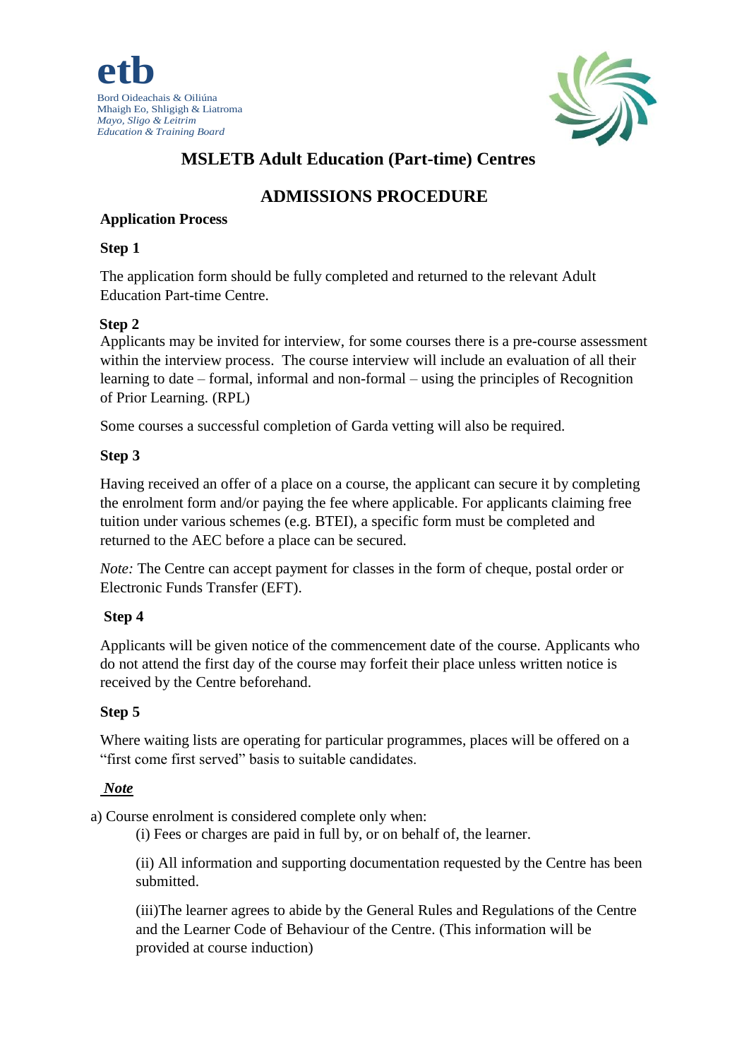**etb**

Bord Oideachais & Oiliúna
Mhaigh Eo, Shligigh & Liatroma
*Mayo, Sligo & Leitrim*
*Education & Training Board*

# MSLETB Adult Education (Part-time) Centres

## ADMISSIONS PROCEDURE

### Application Process

**Step 1**

The application form should be fully completed and returned to the relevant Adult Education Part-time Centre.

**Step 2**

Applicants may be invited for interview, for some courses there is a pre-course assessment within the interview process. The course interview will include an evaluation of all their learning to date – formal, informal and non-formal – using the principles of Recognition of Prior Learning. (RPL)

Some courses a successful completion of Garda vetting will also be required.

**Step 3**

Having received an offer of a place on a course, the applicant can secure it by completing the enrolment form and/or paying the fee where applicable. For applicants claiming free tuition under various schemes (e.g. BTEI), a specific form must be completed and returned to the AEC before a place can be secured.

*Note:* The Centre can accept payment for classes in the form of cheque, postal order or Electronic Funds Transfer (EFT).

**Step 4**

Applicants will be given notice of the commencement date of the course. Applicants who do not attend the first day of the course may forfeit their place unless written notice is received by the Centre beforehand.

**Step 5**

Where waiting lists are operating for particular programmes, places will be offered on a "first come first served" basis to suitable candidates.

***Note***

a) Course enrolment is considered complete only when:

(i) Fees or charges are paid in full by, or on behalf of, the learner.

(ii) All information and supporting documentation requested by the Centre has been submitted.

(iii)The learner agrees to abide by the General Rules and Regulations of the Centre and the Learner Code of Behaviour of the Centre. (This information will be provided at course induction)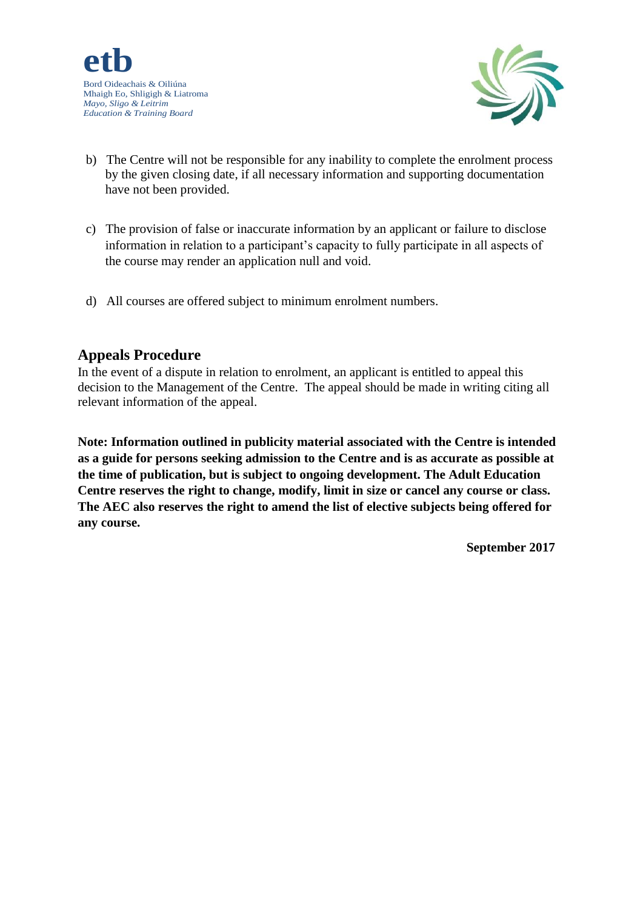b) The Centre will not be responsible for any inability to complete the enrolment process by the given closing date, if all necessary information and supporting documentation have not been provided.

c) The provision of false or inaccurate information by an applicant or failure to disclose information in relation to a participant's capacity to fully participate in all aspects of the course may render an application null and void.

d) All courses are offered subject to minimum enrolment numbers.

## Appeals Procedure

In the event of a dispute in relation to enrolment, an applicant is entitled to appeal this decision to the Management of the Centre. The appeal should be made in writing citing all relevant information of the appeal.

**Note: Information outlined in publicity material associated with the Centre is intended as a guide for persons seeking admission to the Centre and is as accurate as possible at the time of publication, but is subject to ongoing development. The Adult Education Centre reserves the right to change, modify, limit in size or cancel any course or class. The AEC also reserves the right to amend the list of elective subjects being offered for any course.**

**September 2017**